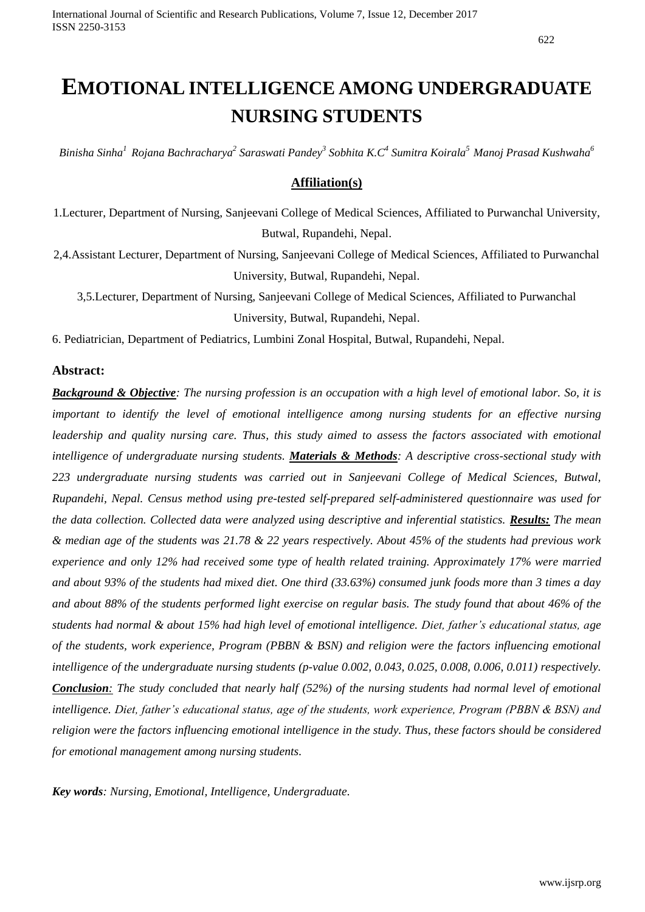# EMOTIONAL INTELLIGENCE AMONG UNDERGRADUATE NURSING STUDENTS

*Binisha Sinha[1] Rojana Bachracharya[2] Saraswati Pandey[3] Sobhita K.C[4] Sumitra Koirala[5] Manoj Prasad Kushwaha[6]*

## Affiliation(s)

1.Lecturer, Department of Nursing, Sanjeevani College of Medical Sciences, Affiliated to Purwanchal University, Butwal, Rupandehi, Nepal.

2,4.Assistant Lecturer, Department of Nursing, Sanjeevani College of Medical Sciences, Affiliated to Purwanchal University, Butwal, Rupandehi, Nepal.

3,5.Lecturer, Department of Nursing, Sanjeevani College of Medical Sciences, Affiliated to Purwanchal University, Butwal, Rupandehi, Nepal.

6. Pediatrician, Department of Pediatrics, Lumbini Zonal Hospital, Butwal, Rupandehi, Nepal.

## Abstract:

***Background & Objective****: The nursing profession is an occupation with a high level of emotional labor. So, it is important to identify the level of emotional intelligence among nursing students for an effective nursing leadership and quality nursing care. Thus, this study aimed to assess the factors associated with emotional intelligence of undergraduate nursing students.* ***Materials & Methods****: A descriptive cross-sectional study with 223 undergraduate nursing students was carried out in Sanjeevani College of Medical Sciences, Butwal, Rupandehi, Nepal. Census method using pre-tested self-prepared self-administered questionnaire was used for the data collection. Collected data were analyzed using descriptive and inferential statistics.* ***Results:*** *The mean & median age of the students was 21.78 & 22 years respectively. About 45% of the students had previous work experience and only 12% had received some type of health related training. Approximately 17% were married and about 93% of the students had mixed diet. One third (33.63%) consumed junk foods more than 3 times a day and about 88% of the students performed light exercise on regular basis. The study found that about 46% of the students had normal & about 15% had high level of emotional intelligence. Diet, father's educational status, age of the students, work experience, Program (PBBN & BSN) and religion were the factors influencing emotional intelligence of the undergraduate nursing students (p-value 0.002, 0.043, 0.025, 0.008, 0.006, 0.011) respectively.* ***Conclusion****: The study concluded that nearly half (52%) of the nursing students had normal level of emotional intelligence. Diet, father's educational status, age of the students, work experience, Program (PBBN & BSN) and religion were the factors influencing emotional intelligence in the study. Thus, these factors should be considered for emotional management among nursing students.*

***Key words****: Nursing, Emotional, Intelligence, Undergraduate.*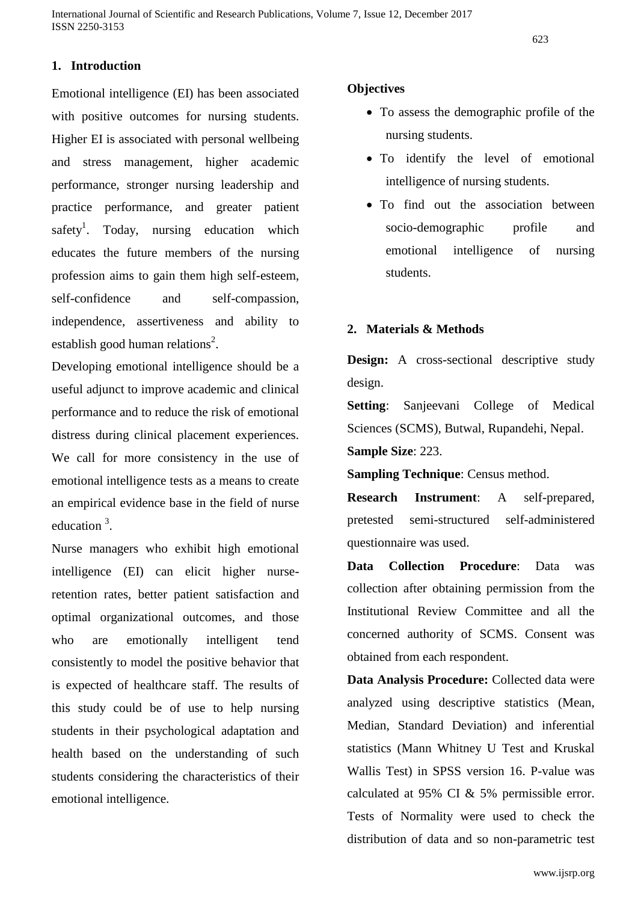## 1. Introduction

Emotional intelligence (EI) has been associated with positive outcomes for nursing students. Higher EI is associated with personal wellbeing and stress management, higher academic performance, stronger nursing leadership and practice performance, and greater patient safety[1]. Today, nursing education which educates the future members of the nursing profession aims to gain them high self-esteem, self-confidence and self-compassion, independence, assertiveness and ability to establish good human relations[2].

Developing emotional intelligence should be a useful adjunct to improve academic and clinical performance and to reduce the risk of emotional distress during clinical placement experiences. We call for more consistency in the use of emotional intelligence tests as a means to create an empirical evidence base in the field of nurse education [3].

Nurse managers who exhibit high emotional intelligence (EI) can elicit higher nurse-retention rates, better patient satisfaction and optimal organizational outcomes, and those who are emotionally intelligent tend consistently to model the positive behavior that is expected of healthcare staff. The results of this study could be of use to help nursing students in their psychological adaptation and health based on the understanding of such students considering the characteristics of their emotional intelligence.

**Objectives**

- To assess the demographic profile of the nursing students.
- To identify the level of emotional intelligence of nursing students.
- To find out the association between socio-demographic profile and emotional intelligence of nursing students.

## 2. Materials & Methods

**Design:** A cross-sectional descriptive study design.

**Setting**: Sanjeevani College of Medical Sciences (SCMS), Butwal, Rupandehi, Nepal.

**Sample Size**: 223.

**Sampling Technique**: Census method.

**Research Instrument**: A self-prepared, pretested semi-structured self-administered questionnaire was used.

**Data Collection Procedure**: Data was collection after obtaining permission from the Institutional Review Committee and all the concerned authority of SCMS. Consent was obtained from each respondent.

**Data Analysis Procedure:** Collected data were analyzed using descriptive statistics (Mean, Median, Standard Deviation) and inferential statistics (Mann Whitney U Test and Kruskal Wallis Test) in SPSS version 16. P-value was calculated at 95% CI & 5% permissible error. Tests of Normality were used to check the distribution of data and so non-parametric test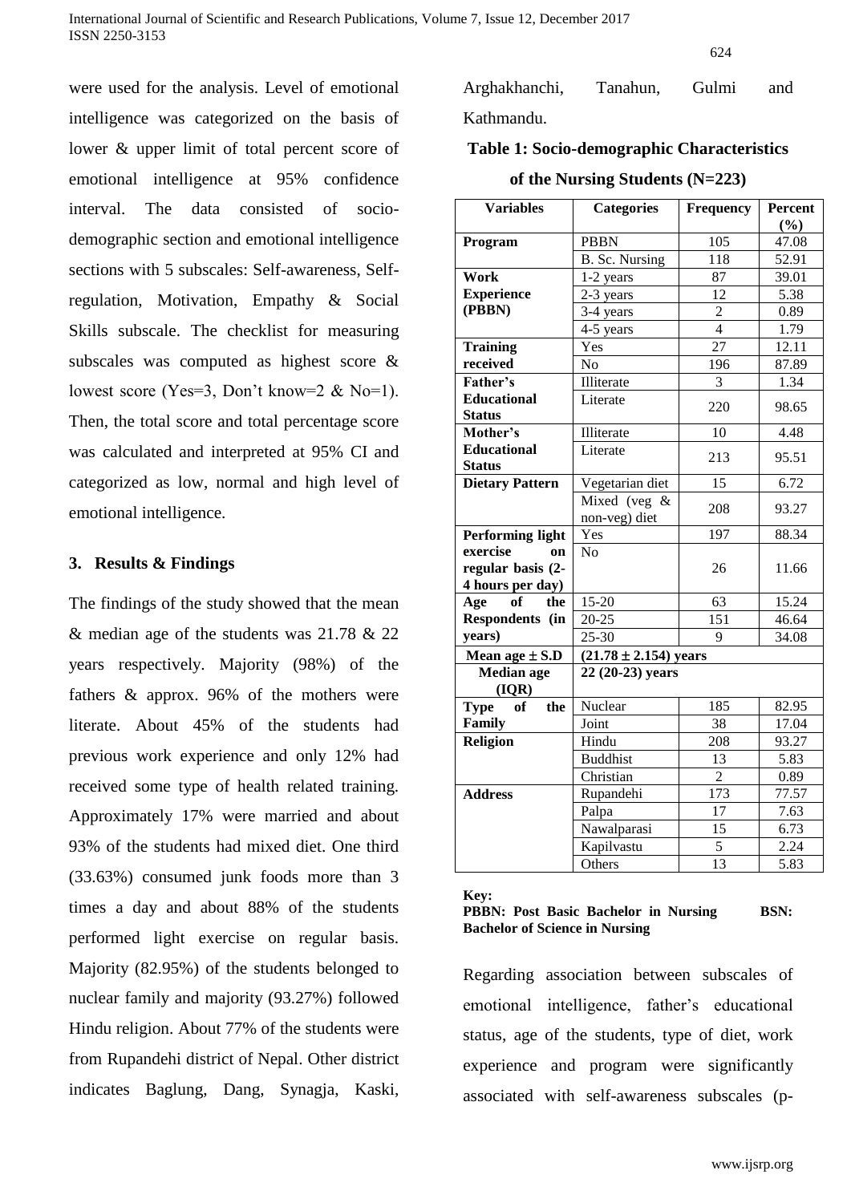were used for the analysis. Level of emotional intelligence was categorized on the basis of lower & upper limit of total percent score of emotional intelligence at 95% confidence interval. The data consisted of socio-demographic section and emotional intelligence sections with 5 subscales: Self-awareness, Self-regulation, Motivation, Empathy & Social Skills subscale. The checklist for measuring subscales was computed as highest score & lowest score (Yes=3, Don't know=2 & No=1). Then, the total score and total percentage score was calculated and interpreted at 95% CI and categorized as low, normal and high level of emotional intelligence.

## 3. Results & Findings

The findings of the study showed that the mean & median age of the students was 21.78 & 22 years respectively. Majority (98%) of the fathers & approx. 96% of the mothers were literate. About 45% of the students had previous work experience and only 12% had received some type of health related training. Approximately 17% were married and about 93% of the students had mixed diet. One third (33.63%) consumed junk foods more than 3 times a day and about 88% of the students performed light exercise on regular basis. Majority (82.95%) of the students belonged to nuclear family and majority (93.27%) followed Hindu religion. About 77% of the students were from Rupandehi district of Nepal. Other district indicates Baglung, Dang, Synagja, Kaski, Arghakhanchi, Tanahun, Gulmi and Kathmandu.

**Table 1: Socio-demographic Characteristics of the Nursing Students (N=223)**

| Variables | Categories | Frequency | Percent (%) |
|---|---|---|---|
| **Program** | PBBN | 105 | 47.08 |
| | B. Sc. Nursing | 118 | 52.91 |
| **Work Experience (PBBN)** | 1-2 years | 87 | 39.01 |
| | 2-3 years | 12 | 5.38 |
| | 3-4 years | 2 | 0.89 |
| | 4-5 years | 4 | 1.79 |
| **Training received** | Yes | 27 | 12.11 |
| | No | 196 | 87.89 |
| **Father's Educational Status** | Illiterate | 3 | 1.34 |
| | Literate | 220 | 98.65 |
| **Mother's Educational Status** | Illiterate | 10 | 4.48 |
| | Literate | 213 | 95.51 |
| **Dietary Pattern** | Vegetarian diet | 15 | 6.72 |
| | Mixed (veg & non-veg) diet | 208 | 93.27 |
| **Performing light exercise on regular basis (2-4 hours per day)** | Yes | 197 | 88.34 |
| | No | 26 | 11.66 |
| **Age of the Respondents (in years)** | 15-20 | 63 | 15.24 |
| | 20-25 | 151 | 46.64 |
| | 25-30 | 9 | 34.08 |
| **Mean age ± S.D** | **(21.78 ± 2.154) years** | | |
| **Median age (IQR)** | **22 (20-23) years** | | |
| **Type of the Family** | Nuclear | 185 | 82.95 |
| | Joint | 38 | 17.04 |
| **Religion** | Hindu | 208 | 93.27 |
| | Buddhist | 13 | 5.83 |
| | Christian | 2 | 0.89 |
| **Address** | Rupandehi | 173 | 77.57 |
| | Palpa | 17 | 7.63 |
| | Nawalparasi | 15 | 6.73 |
| | Kapilvastu | 5 | 2.24 |
| | Others | 13 | 5.83 |

**Key:**
**PBBN: Post Basic Bachelor in Nursing BSN: Bachelor of Science in Nursing**

Regarding association between subscales of emotional intelligence, father's educational status, age of the students, type of diet, work experience and program were significantly associated with self-awareness subscales (p-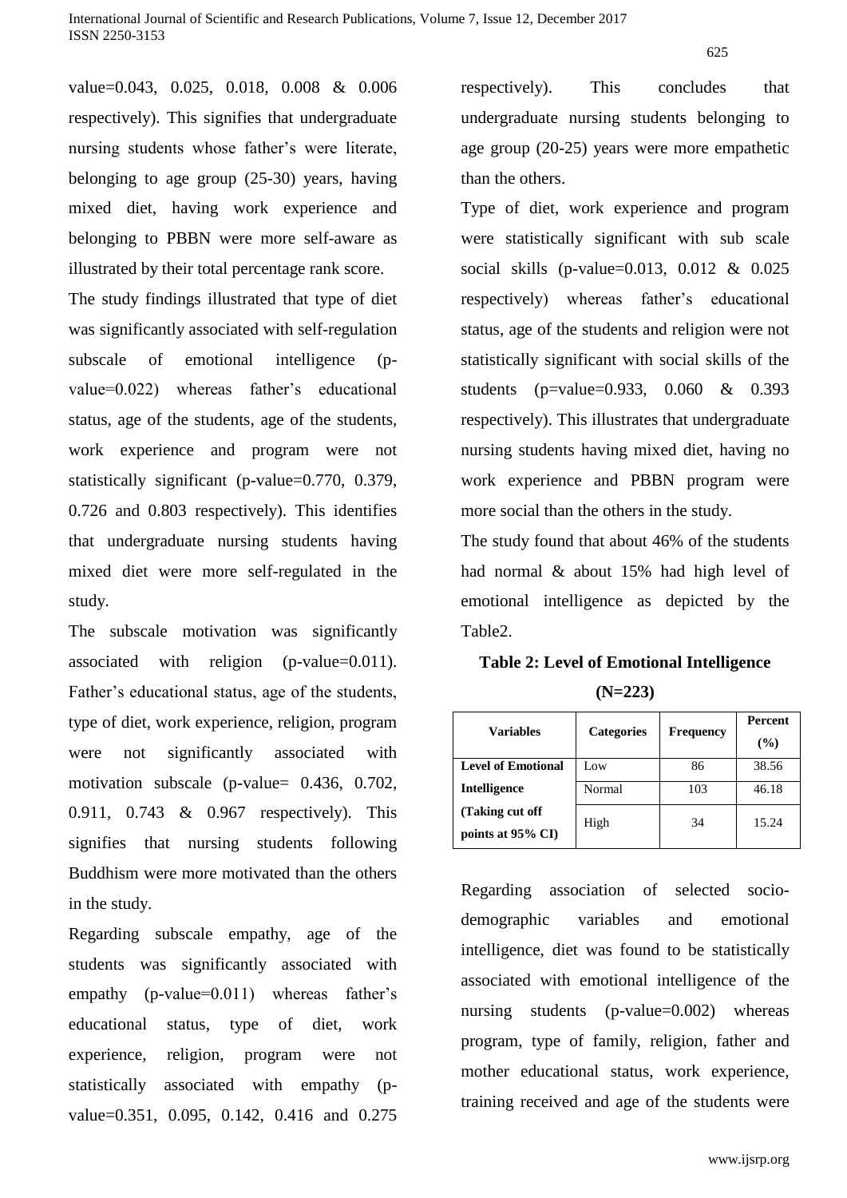value=0.043, 0.025, 0.018, 0.008 & 0.006 respectively). This signifies that undergraduate nursing students whose father's were literate, belonging to age group (25-30) years, having mixed diet, having work experience and belonging to PBBN were more self-aware as illustrated by their total percentage rank score.

The study findings illustrated that type of diet was significantly associated with self-regulation subscale of emotional intelligence (p-value=0.022) whereas father's educational status, age of the students, age of the students, work experience and program were not statistically significant (p-value=0.770, 0.379, 0.726 and 0.803 respectively). This identifies that undergraduate nursing students having mixed diet were more self-regulated in the study.

The subscale motivation was significantly associated with religion (p-value=0.011). Father's educational status, age of the students, type of diet, work experience, religion, program were not significantly associated with motivation subscale (p-value= 0.436, 0.702, 0.911, 0.743 & 0.967 respectively). This signifies that nursing students following Buddhism were more motivated than the others in the study.

Regarding subscale empathy, age of the students was significantly associated with empathy (p-value=0.011) whereas father's educational status, type of diet, work experience, religion, program were not statistically associated with empathy (p-value=0.351, 0.095, 0.142, 0.416 and 0.275 respectively). This concludes that undergraduate nursing students belonging to age group (20-25) years were more empathetic than the others.

Type of diet, work experience and program were statistically significant with sub scale social skills (p-value=0.013, 0.012 & 0.025 respectively) whereas father's educational status, age of the students and religion were not statistically significant with social skills of the students (p=value=0.933, 0.060 & 0.393 respectively). This illustrates that undergraduate nursing students having mixed diet, having no work experience and PBBN program were more social than the others in the study.

The study found that about 46% of the students had normal & about 15% had high level of emotional intelligence as depicted by the Table2.

**Table 2: Level of Emotional Intelligence (N=223)**

| Variables | Categories | Frequency | Percent (%) |
|---|---|---|---|
| **Level of Emotional Intelligence (Taking cut off points at 95% CI)** | Low | 86 | 38.56 |
| | Normal | 103 | 46.18 |
| | High | 34 | 15.24 |

Regarding association of selected socio-demographic variables and emotional intelligence, diet was found to be statistically associated with emotional intelligence of the nursing students (p-value=0.002) whereas program, type of family, religion, father and mother educational status, work experience, training received and age of the students were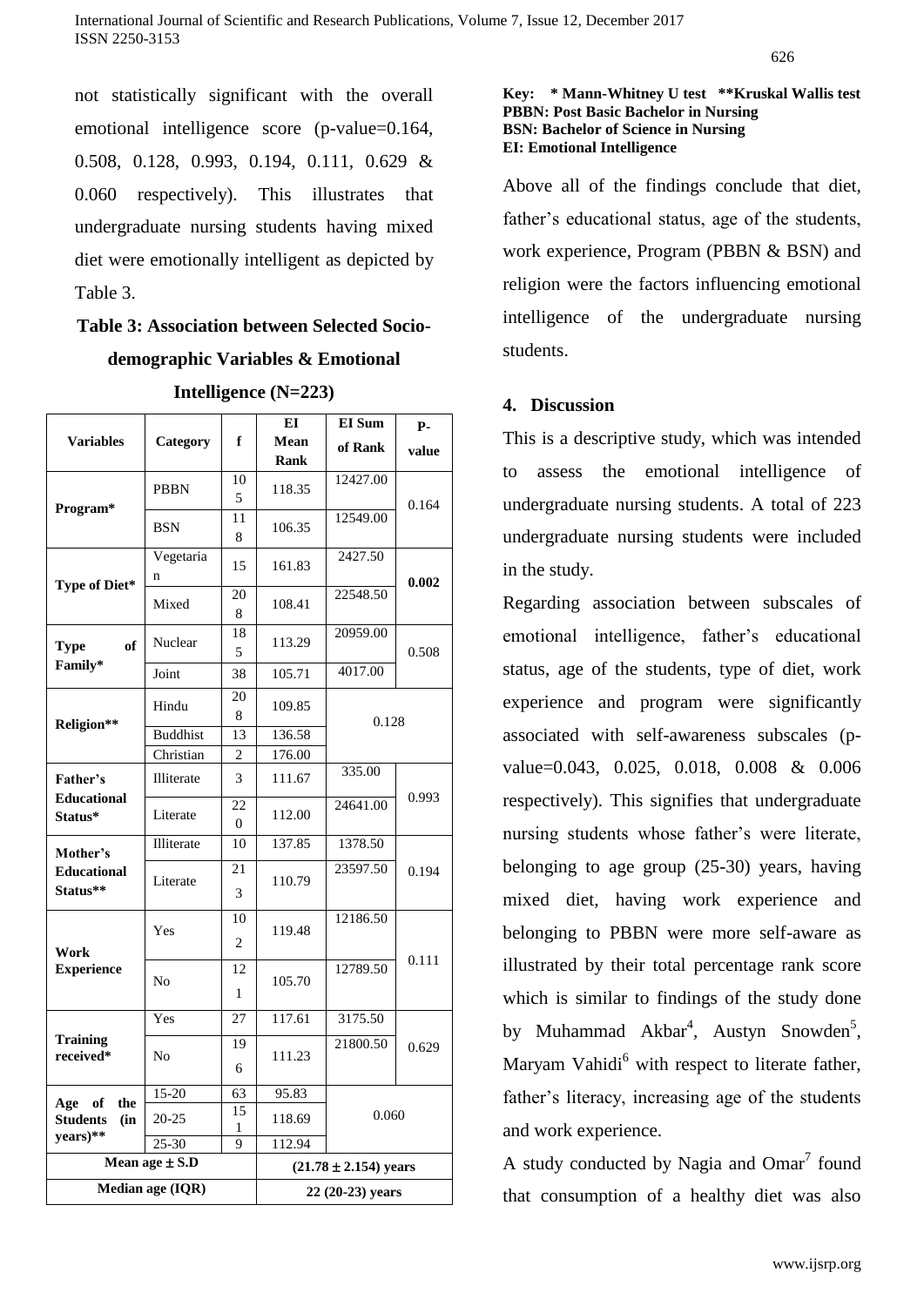not statistically significant with the overall emotional intelligence score (p-value=0.164, 0.508, 0.128, 0.993, 0.194, 0.111, 0.629 & 0.060 respectively). This illustrates that undergraduate nursing students having mixed diet were emotionally intelligent as depicted by Table 3.

**Table 3: Association between Selected Socio-demographic Variables & Emotional Intelligence (N=223)**

| Variables | Category | f | EI Mean Rank | EI Sum of Rank | P-value |
|---|---|---|---|---|---|
| Program* | PBBN | 105 | 118.35 | 12427.00 | 0.164 |
| | BSN | 118 | 106.35 | 12549.00 | |
| Type of Diet* | Vegetarian | 15 | 161.83 | 2427.50 | **0.002** |
| | Mixed | 208 | 108.41 | 22548.50 | |
| Type of Family* | Nuclear | 185 | 113.29 | 20959.00 | 0.508 |
| | Joint | 38 | 105.71 | 4017.00 | |
| Religion** | Hindu | 208 | 109.85 | 0.128 | |
| | Buddhist | 13 | 136.58 | | |
| | Christian | 2 | 176.00 | | |
| Father's Educational Status* | Illiterate | 3 | 111.67 | 335.00 | 0.993 |
| | Literate | 220 | 112.00 | 24641.00 | |
| Mother's Educational Status** | Illiterate | 10 | 137.85 | 1378.50 | 0.194 |
| | Literate | 213 | 110.79 | 23597.50 | |
| Work Experience | Yes | 102 | 119.48 | 12186.50 | 0.111 |
| | No | 121 | 105.70 | 12789.50 | |
| Training received* | Yes | 27 | 117.61 | 3175.50 | 0.629 |
| | No | 196 | 111.23 | 21800.50 | |
| Age of the Students (in years)** | 15-20 | 63 | 95.83 | 0.060 | |
| | 20-25 | 151 | 118.69 | | |
| | 25-30 | 9 | 112.94 | | |
| Mean age ± S.D | | | (21.78 ± 2.154) years | | |
| Median age (IQR) | | | 22 (20-23) years | | |

**Key: \* Mann-Whitney U test \*\*Kruskal Wallis test**
**PBBN: Post Basic Bachelor in Nursing**
**BSN: Bachelor of Science in Nursing**
**EI: Emotional Intelligence**

Above all of the findings conclude that diet, father's educational status, age of the students, work experience, Program (PBBN & BSN) and religion were the factors influencing emotional intelligence of the undergraduate nursing students.

## 4. Discussion

This is a descriptive study, which was intended to assess the emotional intelligence of undergraduate nursing students. A total of 223 undergraduate nursing students were included in the study.

Regarding association between subscales of emotional intelligence, father's educational status, age of the students, type of diet, work experience and program were significantly associated with self-awareness subscales (p-value=0.043, 0.025, 0.018, 0.008 & 0.006 respectively). This signifies that undergraduate nursing students whose father's were literate, belonging to age group (25-30) years, having mixed diet, having work experience and belonging to PBBN were more self-aware as illustrated by their total percentage rank score which is similar to findings of the study done by Muhammad Akbar[4], Austyn Snowden[5], Maryam Vahidi[6] with respect to literate father, father's literacy, increasing age of the students and work experience.

A study conducted by Nagia and Omar[7] found that consumption of a healthy diet was also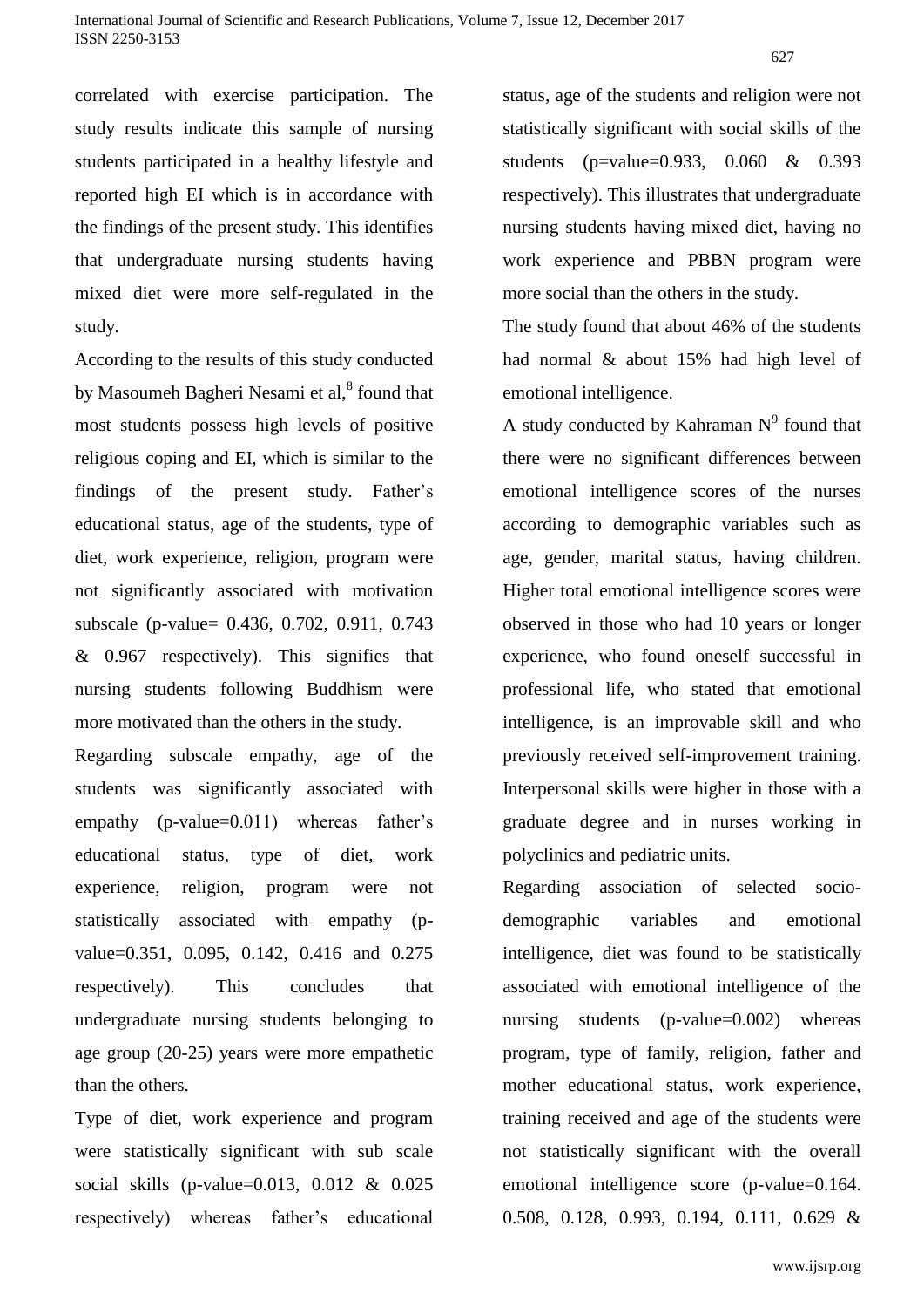correlated with exercise participation. The study results indicate this sample of nursing students participated in a healthy lifestyle and reported high EI which is in accordance with the findings of the present study. This identifies that undergraduate nursing students having mixed diet were more self-regulated in the study.

According to the results of this study conducted by Masoumeh Bagheri Nesami et al,[8] found that most students possess high levels of positive religious coping and EI, which is similar to the findings of the present study. Father's educational status, age of the students, type of diet, work experience, religion, program were not significantly associated with motivation subscale (p-value= 0.436, 0.702, 0.911, 0.743 & 0.967 respectively). This signifies that nursing students following Buddhism were more motivated than the others in the study.

Regarding subscale empathy, age of the students was significantly associated with empathy (p-value=0.011) whereas father's educational status, type of diet, work experience, religion, program were not statistically associated with empathy (p-value=0.351, 0.095, 0.142, 0.416 and 0.275 respectively). This concludes that undergraduate nursing students belonging to age group (20-25) years were more empathetic than the others.

Type of diet, work experience and program were statistically significant with sub scale social skills (p-value=0.013, 0.012 & 0.025 respectively) whereas father's educational status, age of the students and religion were not statistically significant with social skills of the students (p=value=0.933, 0.060 & 0.393 respectively). This illustrates that undergraduate nursing students having mixed diet, having no work experience and PBBN program were more social than the others in the study.

The study found that about 46% of the students had normal & about 15% had high level of emotional intelligence.

A study conducted by Kahraman N[9] found that there were no significant differences between emotional intelligence scores of the nurses according to demographic variables such as age, gender, marital status, having children. Higher total emotional intelligence scores were observed in those who had 10 years or longer experience, who found oneself successful in professional life, who stated that emotional intelligence, is an improvable skill and who previously received self-improvement training. Interpersonal skills were higher in those with a graduate degree and in nurses working in polyclinics and pediatric units.

Regarding association of selected socio-demographic variables and emotional intelligence, diet was found to be statistically associated with emotional intelligence of the nursing students (p-value=0.002) whereas program, type of family, religion, father and mother educational status, work experience, training received and age of the students were not statistically significant with the overall emotional intelligence score (p-value=0.164. 0.508, 0.128, 0.993, 0.194, 0.111, 0.629 &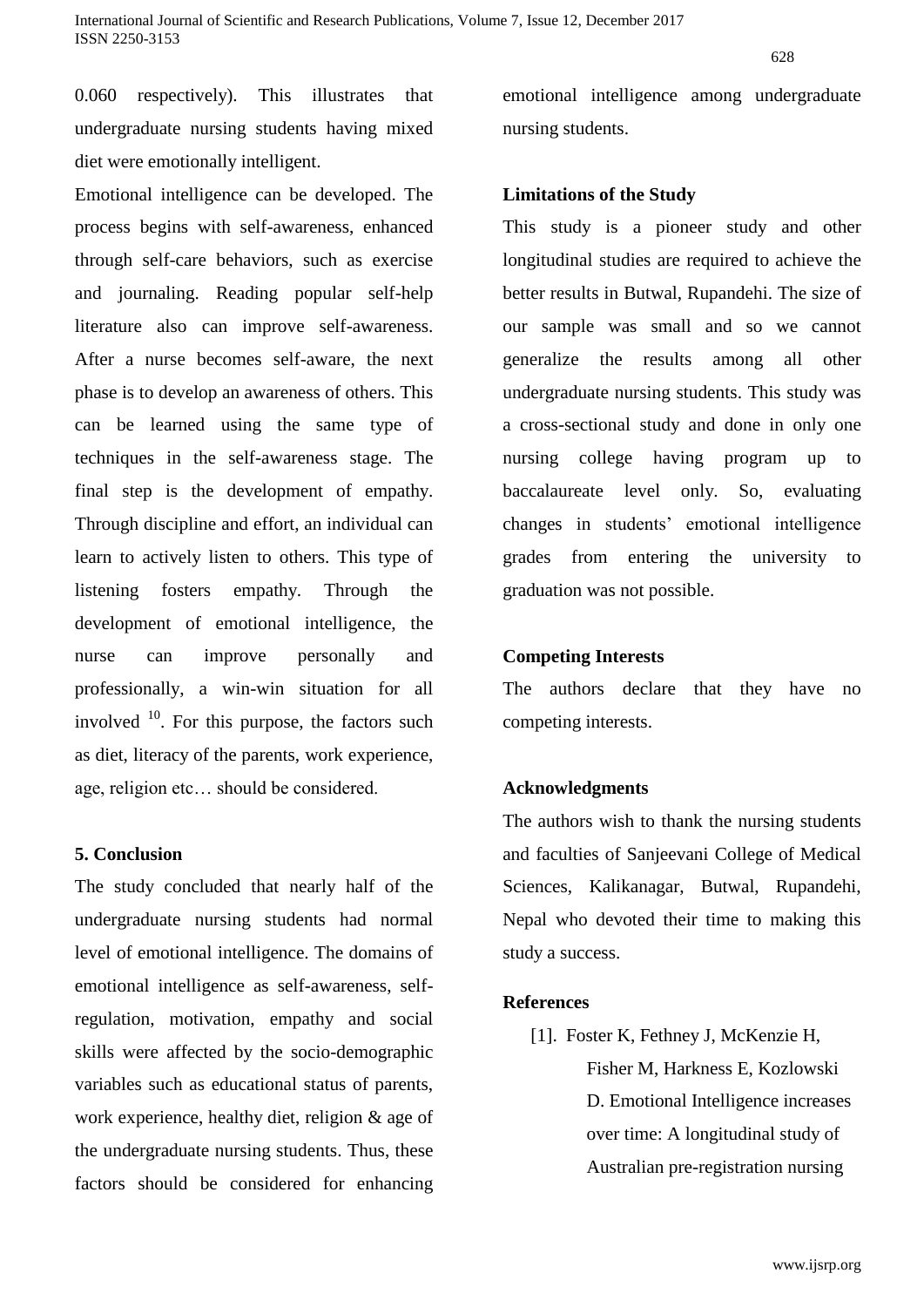0.060 respectively). This illustrates that undergraduate nursing students having mixed diet were emotionally intelligent.

Emotional intelligence can be developed. The process begins with self-awareness, enhanced through self-care behaviors, such as exercise and journaling. Reading popular self-help literature also can improve self-awareness. After a nurse becomes self-aware, the next phase is to develop an awareness of others. This can be learned using the same type of techniques in the self-awareness stage. The final step is the development of empathy. Through discipline and effort, an individual can learn to actively listen to others. This type of listening fosters empathy. Through the development of emotional intelligence, the nurse can improve personally and professionally, a win-win situation for all involved [10]. For this purpose, the factors such as diet, literacy of the parents, work experience, age, religion etc… should be considered.

### 5. Conclusion

The study concluded that nearly half of the undergraduate nursing students had normal level of emotional intelligence. The domains of emotional intelligence as self-awareness, self-regulation, motivation, empathy and social skills were affected by the socio-demographic variables such as educational status of parents, work experience, healthy diet, religion & age of the undergraduate nursing students. Thus, these factors should be considered for enhancing emotional intelligence among undergraduate nursing students.

### Limitations of the Study

This study is a pioneer study and other longitudinal studies are required to achieve the better results in Butwal, Rupandehi. The size of our sample was small and so we cannot generalize the results among all other undergraduate nursing students. This study was a cross-sectional study and done in only one nursing college having program up to baccalaureate level only. So, evaluating changes in students' emotional intelligence grades from entering the university to graduation was not possible.

### Competing Interests

The authors declare that they have no competing interests.

### Acknowledgments

The authors wish to thank the nursing students and faculties of Sanjeevani College of Medical Sciences, Kalikanagar, Butwal, Rupandehi, Nepal who devoted their time to making this study a success.

### References

[1]. Foster K, Fethney J, McKenzie H, Fisher M, Harkness E, Kozlowski D. Emotional Intelligence increases over time: A longitudinal study of Australian pre-registration nursing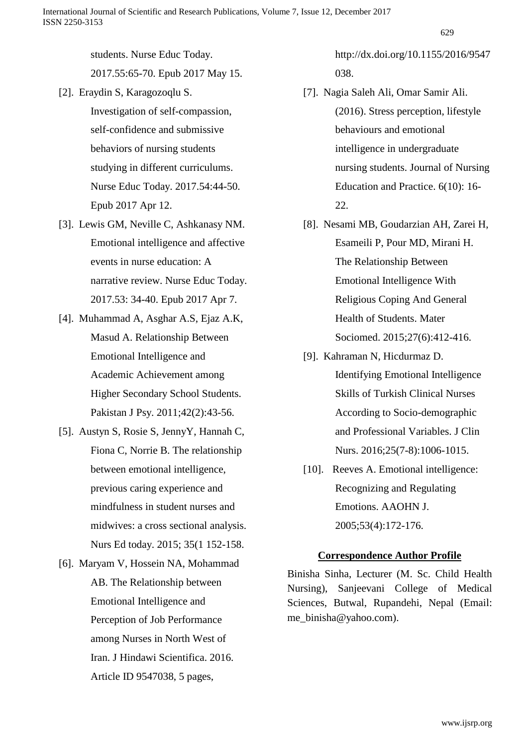students. Nurse Educ Today. 2017.55:65-70. Epub 2017 May 15.

[2]. Eraydin S, Karagozoqlu S. Investigation of self-compassion, self-confidence and submissive behaviors of nursing students studying in different curriculums. Nurse Educ Today. 2017.54:44-50. Epub 2017 Apr 12.

[3]. Lewis GM, Neville C, Ashkanasy NM. Emotional intelligence and affective events in nurse education: A narrative review. Nurse Educ Today. 2017.53: 34-40. Epub 2017 Apr 7.

[4]. Muhammad A, Asghar A.S, Ejaz A.K, Masud A. Relationship Between Emotional Intelligence and Academic Achievement among Higher Secondary School Students. Pakistan J Psy. 2011;42(2):43-56.

[5]. Austyn S, Rosie S, JennyY, Hannah C, Fiona C, Norrie B. The relationship between emotional intelligence, previous caring experience and mindfulness in student nurses and midwives: a cross sectional analysis. Nurs Ed today. 2015; 35(1 152-158.

[6]. Maryam V, Hossein NA, Mohammad AB. The Relationship between Emotional Intelligence and Perception of Job Performance among Nurses in North West of Iran. J Hindawi Scientifica. 2016. Article ID 9547038, 5 pages, http://dx.doi.org/10.1155/2016/9547038.

[7]. Nagia Saleh Ali, Omar Samir Ali. (2016). Stress perception, lifestyle behaviours and emotional intelligence in undergraduate nursing students. Journal of Nursing Education and Practice. 6(10): 16-22.

[8]. Nesami MB, Goudarzian AH, Zarei H, Esameili P, Pour MD, Mirani H. The Relationship Between Emotional Intelligence With Religious Coping And General Health of Students. Mater Sociomed. 2015;27(6):412-416.

[9]. Kahraman N, Hicdurmaz D. Identifying Emotional Intelligence Skills of Turkish Clinical Nurses According to Socio-demographic and Professional Variables. J Clin Nurs. 2016;25(7-8):1006-1015.

[10]. Reeves A. Emotional intelligence: Recognizing and Regulating Emotions. AAOHN J. 2005;53(4):172-176.

## Correspondence Author Profile

Binisha Sinha, Lecturer (M. Sc. Child Health Nursing), Sanjeevani College of Medical Sciences, Butwal, Rupandehi, Nepal (Email: me_binisha@yahoo.com).